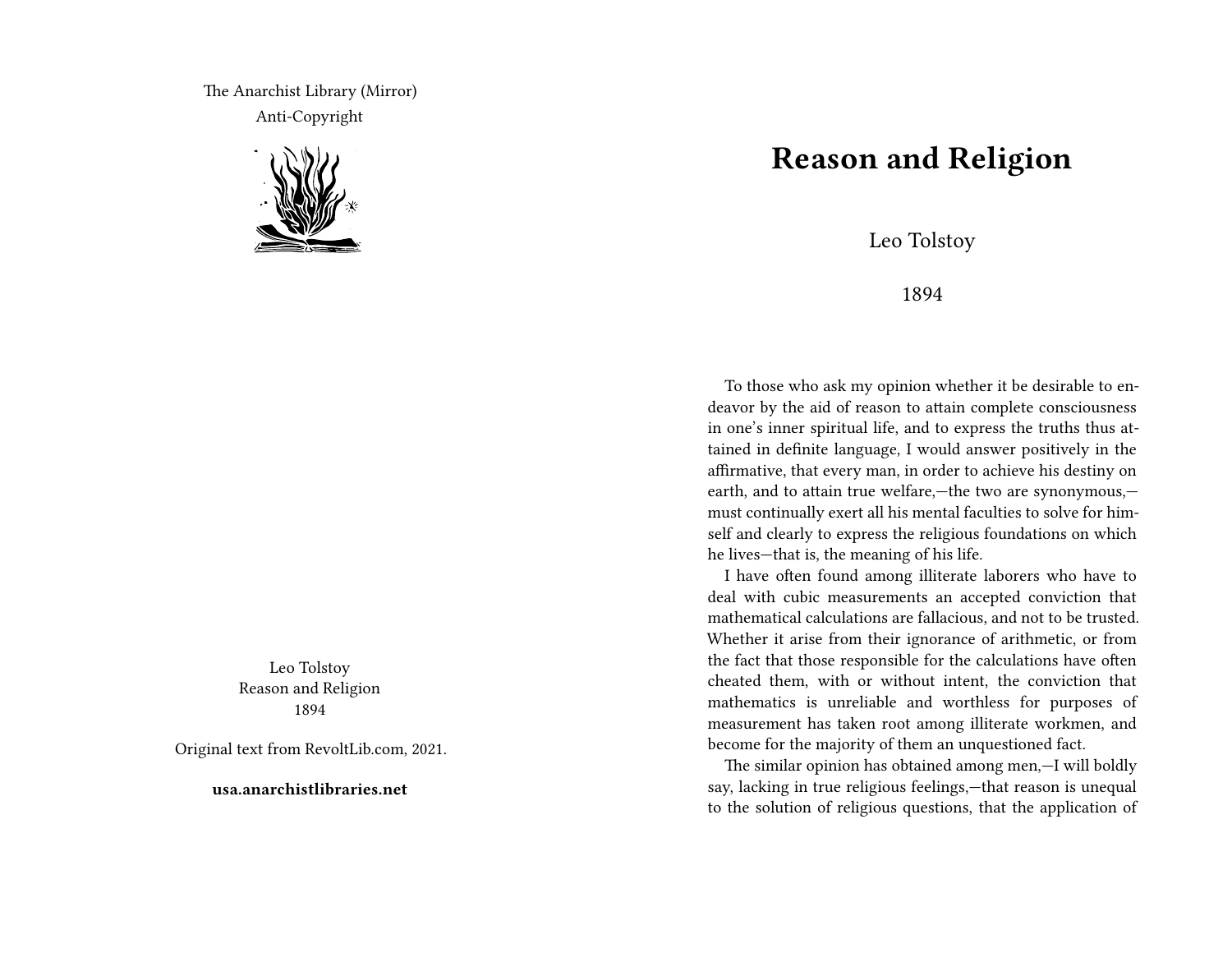The Anarchist Library (Mirror)
Anti-Copyright

Leo Tolstoy
Reason and Religion
1894

Original text from RevoltLib.com, 2021.

**usa.anarchistlibraries.net**

# Reason and Religion

Leo Tolstoy

1894

To those who ask my opinion whether it be desirable to endeavor by the aid of reason to attain complete consciousness in one's inner spiritual life, and to express the truths thus attained in definite language, I would answer positively in the affirmative, that every man, in order to achieve his destiny on earth, and to attain true welfare,—the two are synonymous,—must continually exert all his mental faculties to solve for himself and clearly to express the religious foundations on which he lives—that is, the meaning of his life.

I have often found among illiterate laborers who have to deal with cubic measurements an accepted conviction that mathematical calculations are fallacious, and not to be trusted. Whether it arise from their ignorance of arithmetic, or from the fact that those responsible for the calculations have often cheated them, with or without intent, the conviction that mathematics is unreliable and worthless for purposes of measurement has taken root among illiterate workmen, and become for the majority of them an unquestioned fact.

The similar opinion has obtained among men,—I will boldly say, lacking in true religious feelings,—that reason is unequal to the solution of religious questions, that the application of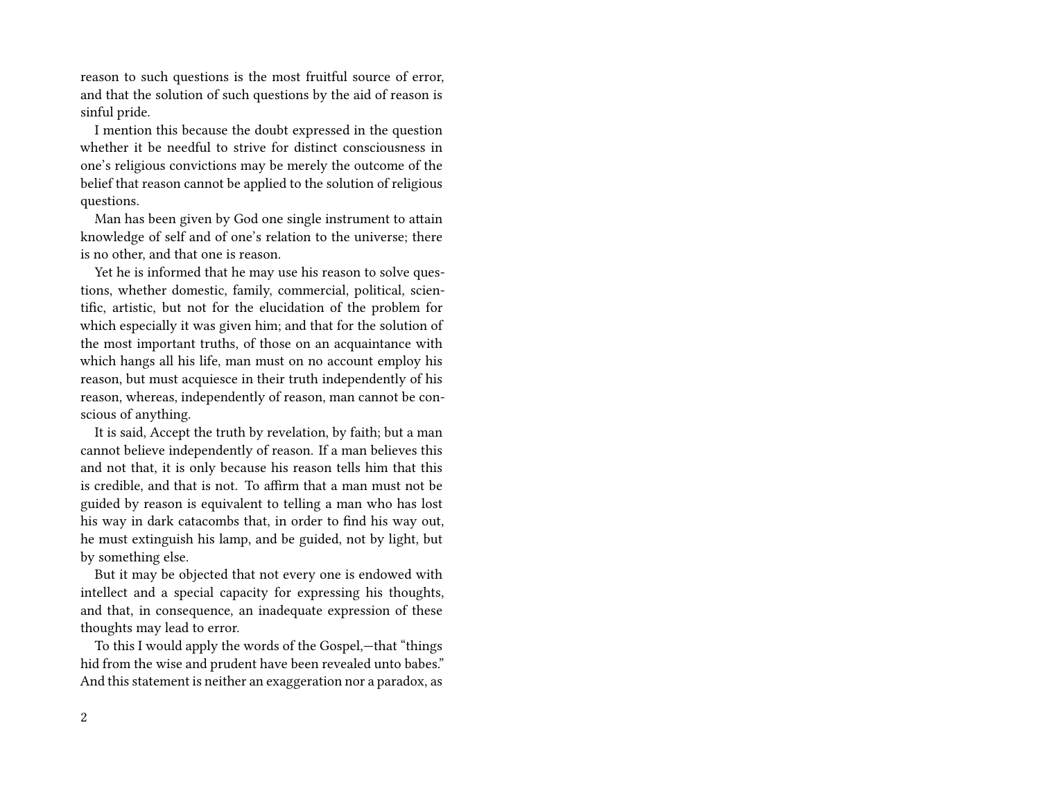reason to such questions is the most fruitful source of error, and that the solution of such questions by the aid of reason is sinful pride.

I mention this because the doubt expressed in the question whether it be needful to strive for distinct consciousness in one's religious convictions may be merely the outcome of the belief that reason cannot be applied to the solution of religious questions.

Man has been given by God one single instrument to attain knowledge of self and of one's relation to the universe; there is no other, and that one is reason.

Yet he is informed that he may use his reason to solve questions, whether domestic, family, commercial, political, scientific, artistic, but not for the elucidation of the problem for which especially it was given him; and that for the solution of the most important truths, of those on an acquaintance with which hangs all his life, man must on no account employ his reason, but must acquiesce in their truth independently of his reason, whereas, independently of reason, man cannot be conscious of anything.

It is said, Accept the truth by revelation, by faith; but a man cannot believe independently of reason. If a man believes this and not that, it is only because his reason tells him that this is credible, and that is not. To affirm that a man must not be guided by reason is equivalent to telling a man who has lost his way in dark catacombs that, in order to find his way out, he must extinguish his lamp, and be guided, not by light, but by something else.

But it may be objected that not every one is endowed with intellect and a special capacity for expressing his thoughts, and that, in consequence, an inadequate expression of these thoughts may lead to error.

To this I would apply the words of the Gospel,—that "things hid from the wise and prudent have been revealed unto babes." And this statement is neither an exaggeration nor a paradox, as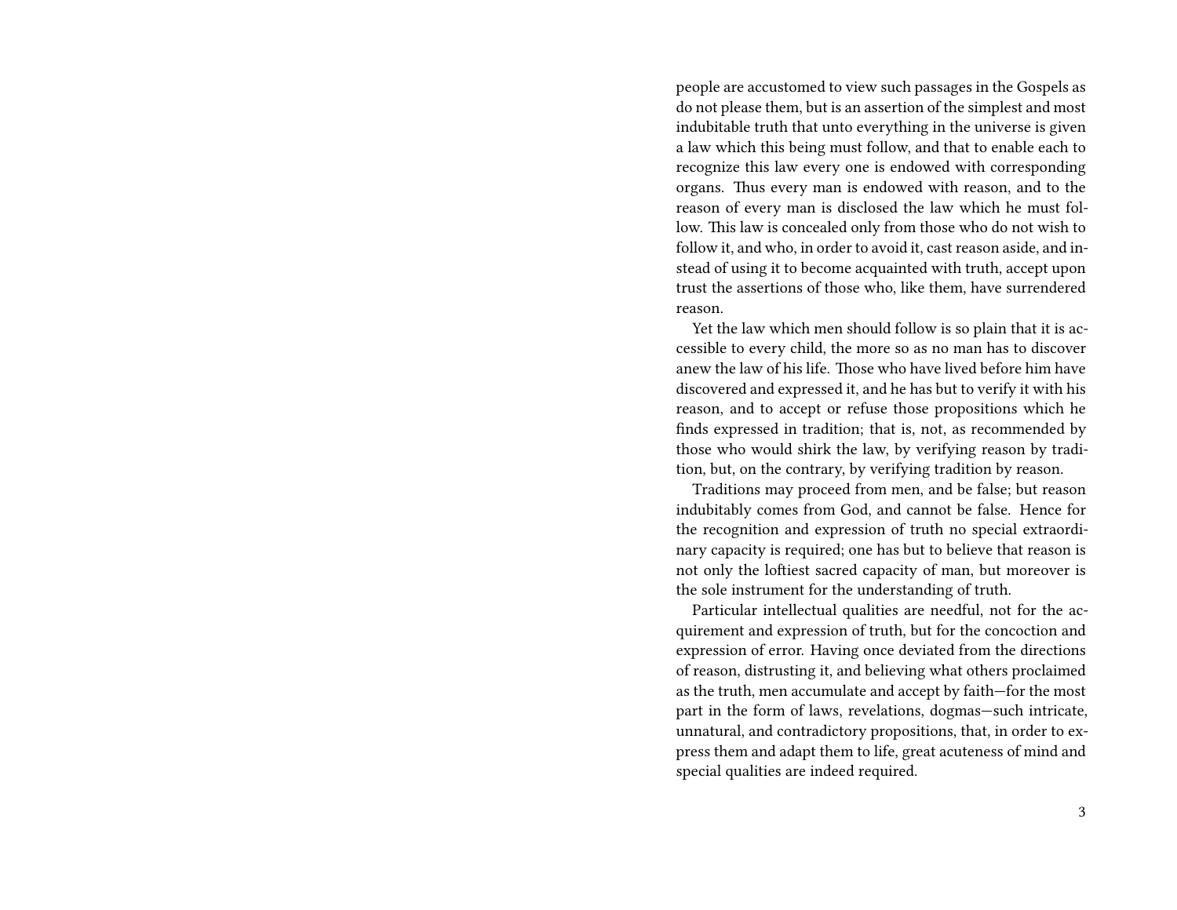people are accustomed to view such passages in the Gospels as do not please them, but is an assertion of the simplest and most indubitable truth that unto everything in the universe is given a law which this being must follow, and that to enable each to recognize this law every one is endowed with corresponding organs. Thus every man is endowed with reason, and to the reason of every man is disclosed the law which he must follow. This law is concealed only from those who do not wish to follow it, and who, in order to avoid it, cast reason aside, and instead of using it to become acquainted with truth, accept upon trust the assertions of those who, like them, have surrendered reason.

Yet the law which men should follow is so plain that it is accessible to every child, the more so as no man has to discover anew the law of his life. Those who have lived before him have discovered and expressed it, and he has but to verify it with his reason, and to accept or refuse those propositions which he finds expressed in tradition; that is, not, as recommended by those who would shirk the law, by verifying reason by tradition, but, on the contrary, by verifying tradition by reason.

Traditions may proceed from men, and be false; but reason indubitably comes from God, and cannot be false. Hence for the recognition and expression of truth no special extraordinary capacity is required; one has but to believe that reason is not only the loftiest sacred capacity of man, but moreover is the sole instrument for the understanding of truth.

Particular intellectual qualities are needful, not for the acquirement and expression of truth, but for the concoction and expression of error. Having once deviated from the directions of reason, distrusting it, and believing what others proclaimed as the truth, men accumulate and accept by faith—for the most part in the form of laws, revelations, dogmas—such intricate, unnatural, and contradictory propositions, that, in order to express them and adapt them to life, great acuteness of mind and special qualities are indeed required.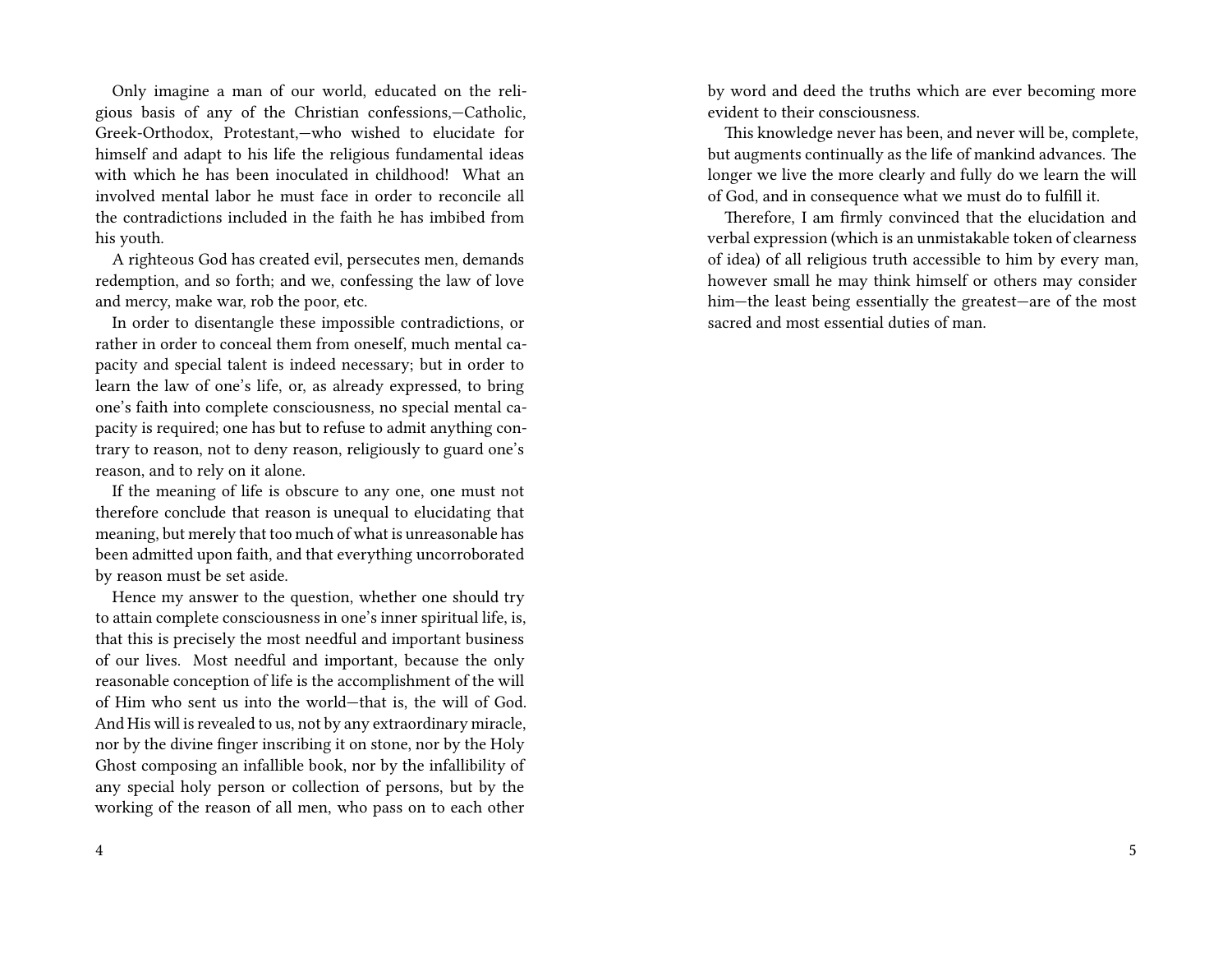Only imagine a man of our world, educated on the religious basis of any of the Christian confessions,—Catholic, Greek-Orthodox, Protestant,—who wished to elucidate for himself and adapt to his life the religious fundamental ideas with which he has been inoculated in childhood! What an involved mental labor he must face in order to reconcile all the contradictions included in the faith he has imbibed from his youth.

A righteous God has created evil, persecutes men, demands redemption, and so forth; and we, confessing the law of love and mercy, make war, rob the poor, etc.

In order to disentangle these impossible contradictions, or rather in order to conceal them from oneself, much mental capacity and special talent is indeed necessary; but in order to learn the law of one's life, or, as already expressed, to bring one's faith into complete consciousness, no special mental capacity is required; one has but to refuse to admit anything contrary to reason, not to deny reason, religiously to guard one's reason, and to rely on it alone.

If the meaning of life is obscure to any one, one must not therefore conclude that reason is unequal to elucidating that meaning, but merely that too much of what is unreasonable has been admitted upon faith, and that everything uncorroborated by reason must be set aside.

Hence my answer to the question, whether one should try to attain complete consciousness in one's inner spiritual life, is, that this is precisely the most needful and important business of our lives. Most needful and important, because the only reasonable conception of life is the accomplishment of the will of Him who sent us into the world—that is, the will of God. And His will is revealed to us, not by any extraordinary miracle, nor by the divine finger inscribing it on stone, nor by the Holy Ghost composing an infallible book, nor by the infallibility of any special holy person or collection of persons, but by the working of the reason of all men, who pass on to each other by word and deed the truths which are ever becoming more evident to their consciousness.

This knowledge never has been, and never will be, complete, but augments continually as the life of mankind advances. The longer we live the more clearly and fully do we learn the will of God, and in consequence what we must do to fulfill it.

Therefore, I am firmly convinced that the elucidation and verbal expression (which is an unmistakable token of clearness of idea) of all religious truth accessible to him by every man, however small he may think himself or others may consider him—the least being essentially the greatest—are of the most sacred and most essential duties of man.